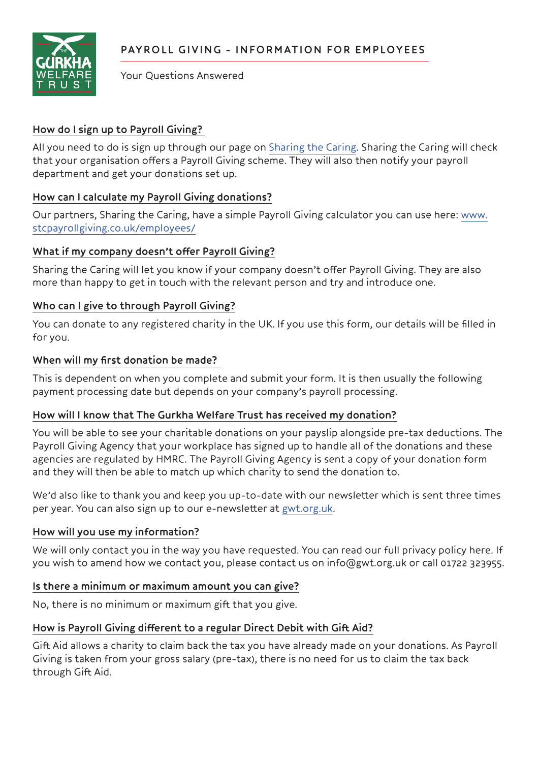THE GURKHA WELFARE TRUST

# PAYROLL GIVING - INFORMATION FOR EMPLOYEES

Your Questions Answered

## How do I sign up to Payroll Giving?

All you need to do is sign up through our page on Sharing the Caring. Sharing the Caring will check that your organisation offers a Payroll Giving scheme. They will also then notify your payroll department and get your donations set up.

## How can I calculate my Payroll Giving donations?

Our partners, Sharing the Caring, have a simple Payroll Giving calculator you can use here: www.stcpayrollgiving.co.uk/employees/

## What if my company doesn't offer Payroll Giving?

Sharing the Caring will let you know if your company doesn't offer Payroll Giving. They are also more than happy to get in touch with the relevant person and try and introduce one.

## Who can I give to through Payroll Giving?

You can donate to any registered charity in the UK. If you use this form, our details will be filled in for you.

## When will my first donation be made?

This is dependent on when you complete and submit your form. It is then usually the following payment processing date but depends on your company's payroll processing.

## How will I know that The Gurkha Welfare Trust has received my donation?

You will be able to see your charitable donations on your payslip alongside pre-tax deductions. The Payroll Giving Agency that your workplace has signed up to handle all of the donations and these agencies are regulated by HMRC. The Payroll Giving Agency is sent a copy of your donation form and they will then be able to match up which charity to send the donation to.

We'd also like to thank you and keep you up-to-date with our newsletter which is sent three times per year. You can also sign up to our e-newsletter at gwt.org.uk.

## How will you use my information?

We will only contact you in the way you have requested. You can read our full privacy policy here. If you wish to amend how we contact you, please contact us on info@gwt.org.uk or call 01722 323955.

## Is there a minimum or maximum amount you can give?

No, there is no minimum or maximum gift that you give.

## How is Payroll Giving different to a regular Direct Debit with Gift Aid?

Gift Aid allows a charity to claim back the tax you have already made on your donations. As Payroll Giving is taken from your gross salary (pre-tax), there is no need for us to claim the tax back through Gift Aid.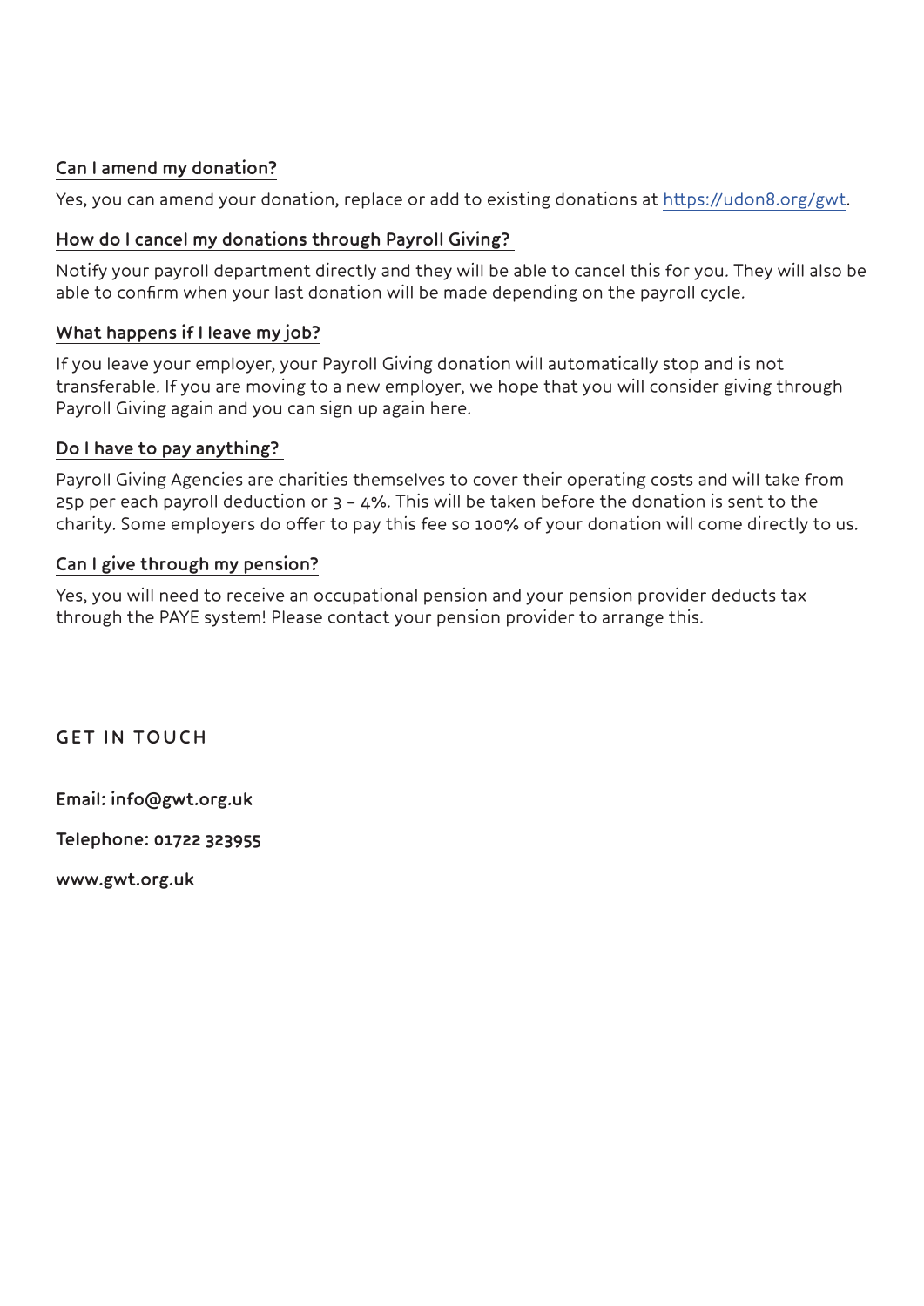### Can I amend my donation?

Yes, you can amend your donation, replace or add to existing donations at [https://udon8.org/gwt](https://udon8.org/gwt).

### How do I cancel my donations through Payroll Giving?

Notify your payroll department directly and they will be able to cancel this for you. They will also be able to confirm when your last donation will be made depending on the payroll cycle.

### What happens if I leave my job?

If you leave your employer, your Payroll Giving donation will automatically stop and is not transferable. If you are moving to a new employer, we hope that you will consider giving through Payroll Giving again and you can sign up again here.

### Do I have to pay anything?

Payroll Giving Agencies are charities themselves to cover their operating costs and will take from 25p per each payroll deduction or 3 - 4%. This will be taken before the donation is sent to the charity. Some employers do offer to pay this fee so 100% of your donation will come directly to us.

### Can I give through my pension?

Yes, you will need to receive an occupational pension and your pension provider deducts tax through the PAYE system! Please contact your pension provider to arrange this.

## GET IN TOUCH

**Email: info@gwt.org.uk**

**Telephone: 01722 323955**

**www.gwt.org.uk**